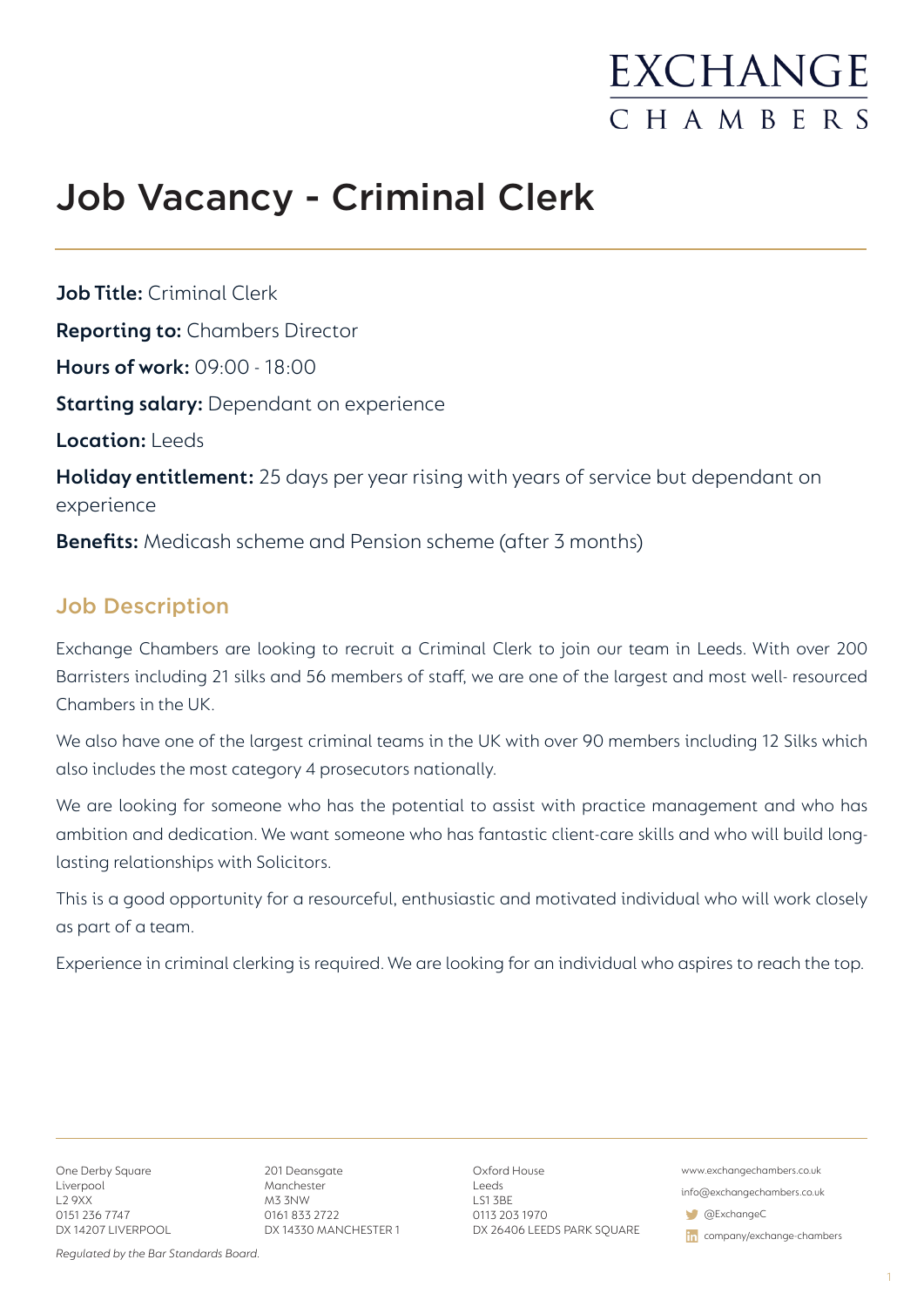EXCHANGE
CHAMBERS

# Job Vacancy - Criminal Clerk

**Job Title:** Criminal Clerk

**Reporting to:** Chambers Director

**Hours of work:** 09:00 - 18:00

**Starting salary:** Dependant on experience

**Location:** Leeds

**Holiday entitlement:** 25 days per year rising with years of service but dependant on experience

**Benefits:** Medicash scheme and Pension scheme (after 3 months)

## Job Description

Exchange Chambers are looking to recruit a Criminal Clerk to join our team in Leeds. With over 200 Barristers including 21 silks and 56 members of staff, we are one of the largest and most well- resourced Chambers in the UK.

We also have one of the largest criminal teams in the UK with over 90 members including 12 Silks which also includes the most category 4 prosecutors nationally.

We are looking for someone who has the potential to assist with practice management and who has ambition and dedication. We want someone who has fantastic client-care skills and who will build long-lasting relationships with Solicitors.

This is a good opportunity for a resourceful, enthusiastic and motivated individual who will work closely as part of a team.

Experience in criminal clerking is required. We are looking for an individual who aspires to reach the top.

One Derby Square
Liverpool
L2 9XX
0151 236 7747
DX 14207 LIVERPOOL

201 Deansgate
Manchester
M3 3NW
0161 833 2722
DX 14330 MANCHESTER 1

Oxford House
Leeds
LS1 3BE
0113 203 1970
DX 26406 LEEDS PARK SQUARE

www.exchangechambers.co.uk
info@exchangechambers.co.uk
@ExchangeC
company/exchange-chambers

*Regulated by the Bar Standards Board.*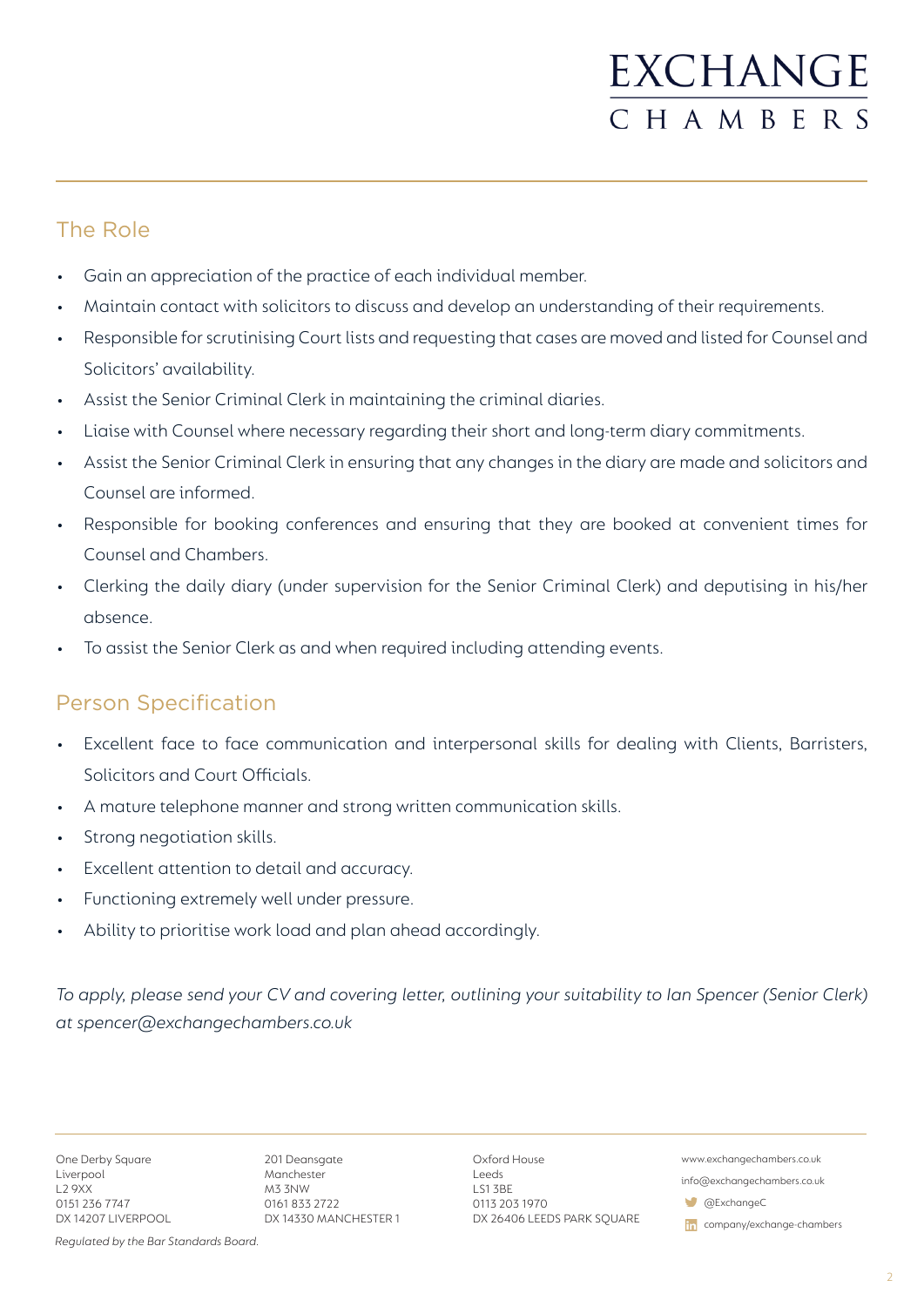## The Role

- Gain an appreciation of the practice of each individual member.
- Maintain contact with solicitors to discuss and develop an understanding of their requirements.
- Responsible for scrutinising Court lists and requesting that cases are moved and listed for Counsel and Solicitors' availability.
- Assist the Senior Criminal Clerk in maintaining the criminal diaries.
- Liaise with Counsel where necessary regarding their short and long-term diary commitments.
- Assist the Senior Criminal Clerk in ensuring that any changes in the diary are made and solicitors and Counsel are informed.
- Responsible for booking conferences and ensuring that they are booked at convenient times for Counsel and Chambers.
- Clerking the daily diary (under supervision for the Senior Criminal Clerk) and deputising in his/her absence.
- To assist the Senior Clerk as and when required including attending events.

## Person Specification

- Excellent face to face communication and interpersonal skills for dealing with Clients, Barristers, Solicitors and Court Officials.
- A mature telephone manner and strong written communication skills.
- Strong negotiation skills.
- Excellent attention to detail and accuracy.
- Functioning extremely well under pressure.
- Ability to prioritise work load and plan ahead accordingly.

*To apply, please send your CV and covering letter, outlining your suitability to Ian Spencer (Senior Clerk) at spencer@exchangechambers.co.uk*

One Derby Square
Liverpool
L2 9XX
0151 236 7747
DX 14207 LIVERPOOL

201 Deansgate
Manchester
M3 3NW
0161 833 2722
DX 14330 MANCHESTER 1

Oxford House
Leeds
LS1 3BE
0113 203 1970
DX 26406 LEEDS PARK SQUARE

www.exchangechambers.co.uk
info@exchangechambers.co.uk
@ExchangeC
company/exchange-chambers

*Regulated by the Bar Standards Board.*